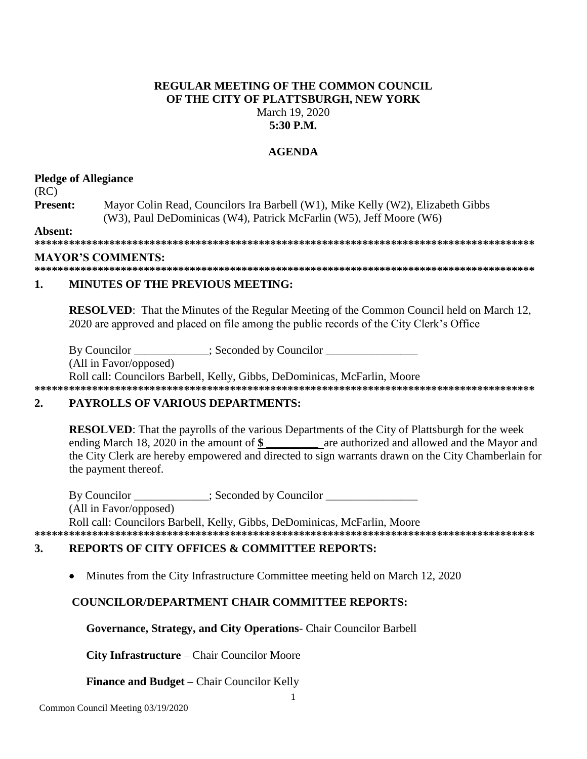**REGULAR MEETING OF THE COMMON COUNCIL**
**OF THE CITY OF PLATTSBURGH, NEW YORK**
March 19, 2020
**5:30 P.M.**

**AGENDA**

**Pledge of Allegiance**
(RC)
**Present:** Mayor Colin Read, Councilors Ira Barbell (W1), Mike Kelly (W2), Elizabeth Gibbs (W3), Paul DeDominicas (W4), Patrick McFarlin (W5), Jeff Moore (W6)

**Absent:**

**********************************************************************************************

**MAYOR'S COMMENTS:**

**********************************************************************************************

## 1. MINUTES OF THE PREVIOUS MEETING:

**RESOLVED**: That the Minutes of the Regular Meeting of the Common Council held on March 12, 2020 are approved and placed on file among the public records of the City Clerk's Office

By Councilor _____________; Seconded by Councilor ________________
(All in Favor/opposed)
Roll call: Councilors Barbell, Kelly, Gibbs, DeDominicas, McFarlin, Moore

**********************************************************************************************

## 2. PAYROLLS OF VARIOUS DEPARTMENTS:

**RESOLVED**: That the payrolls of the various Departments of the City of Plattsburgh for the week ending March 18, 2020 in the amount of **$ _________** are authorized and allowed and the Mayor and the City Clerk are hereby empowered and directed to sign warrants drawn on the City Chamberlain for the payment thereof.

By Councilor _____________; Seconded by Councilor ________________
(All in Favor/opposed)
Roll call: Councilors Barbell, Kelly, Gibbs, DeDominicas, McFarlin, Moore

**********************************************************************************************

## 3. REPORTS OF CITY OFFICES & COMMITTEE REPORTS:

- Minutes from the City Infrastructure Committee meeting held on March 12, 2020

**COUNCILOR/DEPARTMENT CHAIR COMMITTEE REPORTS:**

**Governance, Strategy, and City Operations**- Chair Councilor Barbell

**City Infrastructure** – Chair Councilor Moore

**Finance and Budget –** Chair Councilor Kelly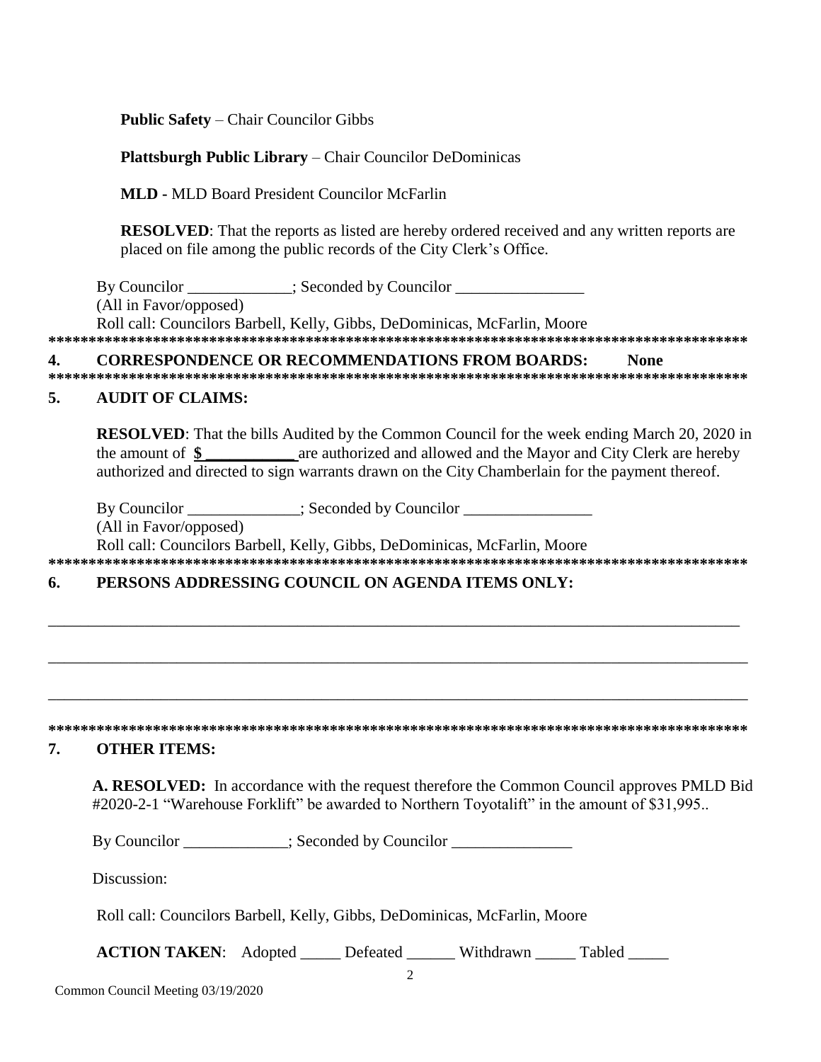**Public Safety** – Chair Councilor Gibbs

**Plattsburgh Public Library** – Chair Councilor DeDominicas

**MLD -** MLD Board President Councilor McFarlin

**RESOLVED**: That the reports as listed are hereby ordered received and any written reports are placed on file among the public records of the City Clerk's Office.

By Councilor _____________; Seconded by Councilor ________________
(All in Favor/opposed)
Roll call: Councilors Barbell, Kelly, Gibbs, DeDominicas, McFarlin, Moore

******************************************************************************************

## 4. CORRESPONDENCE OR RECOMMENDATIONS FROM BOARDS: None

******************************************************************************************

## 5. AUDIT OF CLAIMS:

**RESOLVED**: That the bills Audited by the Common Council for the week ending March 20, 2020 in the amount of **$ ___________** are authorized and allowed and the Mayor and City Clerk are hereby authorized and directed to sign warrants drawn on the City Chamberlain for the payment thereof.

By Councilor ______________; Seconded by Councilor ________________
(All in Favor/opposed)
Roll call: Councilors Barbell, Kelly, Gibbs, DeDominicas, McFarlin, Moore

******************************************************************************************

## 6. PERSONS ADDRESSING COUNCIL ON AGENDA ITEMS ONLY:

_____________________________________________________________________________________

_____________________________________________________________________________________

_____________________________________________________________________________________

******************************************************************************************

## 7. OTHER ITEMS:

**A. RESOLVED:** In accordance with the request therefore the Common Council approves PMLD Bid #2020-2-1 "Warehouse Forklift" be awarded to Northern Toyotalift" in the amount of $31,995..

By Councilor _____________; Seconded by Councilor _______________

Discussion:

Roll call: Councilors Barbell, Kelly, Gibbs, DeDominicas, McFarlin, Moore

**ACTION TAKEN**: Adopted _____ Defeated ______ Withdrawn _____ Tabled _____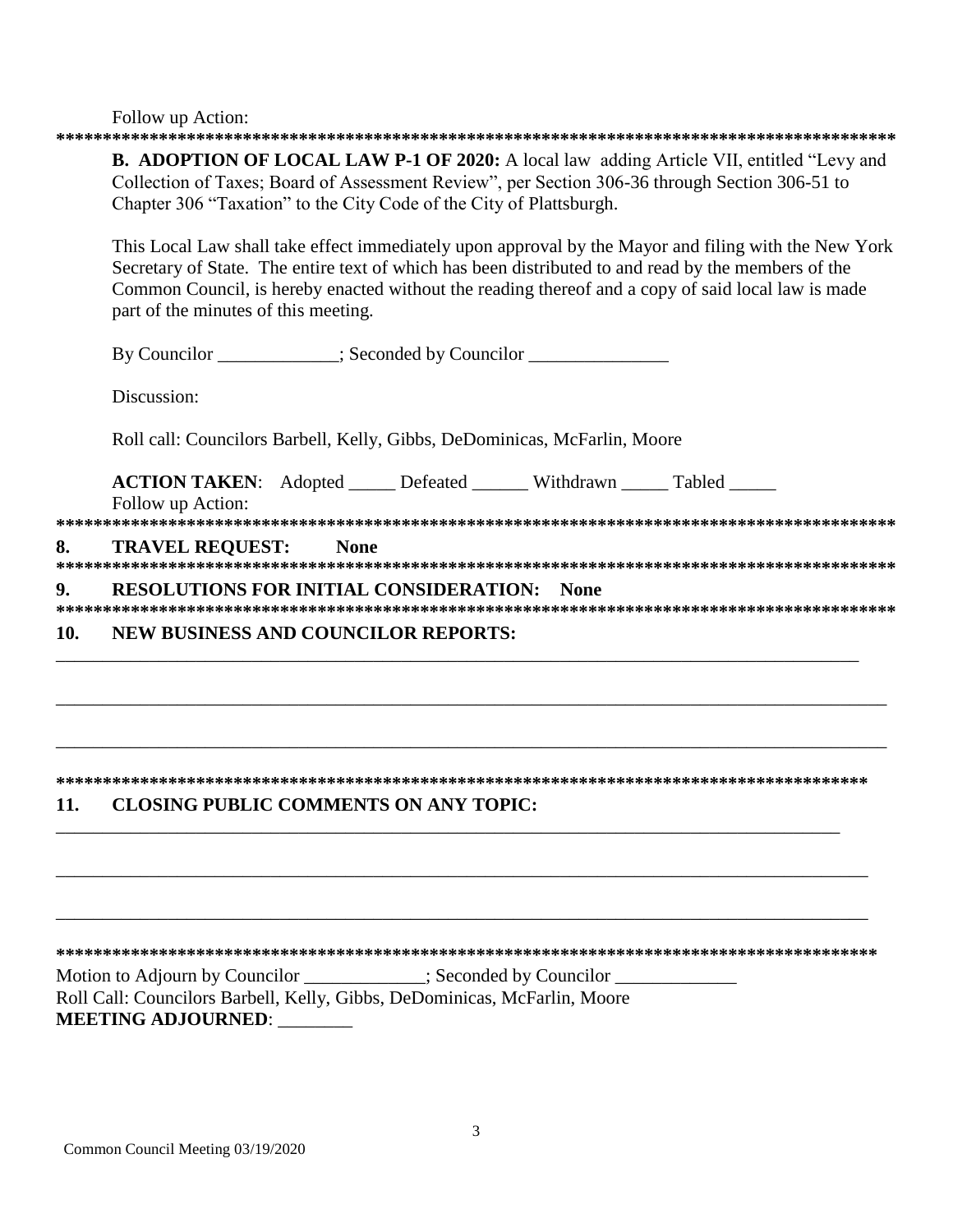Follow up Action:

*****************************************************************************************************

**B. ADOPTION OF LOCAL LAW P-1 OF 2020:** A local law adding Article VII, entitled "Levy and Collection of Taxes; Board of Assessment Review", per Section 306-36 through Section 306-51 to Chapter 306 "Taxation" to the City Code of the City of Plattsburgh.

This Local Law shall take effect immediately upon approval by the Mayor and filing with the New York Secretary of State. The entire text of which has been distributed to and read by the members of the Common Council, is hereby enacted without the reading thereof and a copy of said local law is made part of the minutes of this meeting.

By Councilor _____________; Seconded by Councilor _______________

Discussion:

Roll call: Councilors Barbell, Kelly, Gibbs, DeDominicas, McFarlin, Moore

**ACTION TAKEN**: Adopted _____ Defeated ______ Withdrawn _____ Tabled _____

Follow up Action:

*****************************************************************************************************

**8. TRAVEL REQUEST: None**

*****************************************************************************************************

**9. RESOLUTIONS FOR INITIAL CONSIDERATION: None**

*****************************************************************************************************

**10. NEW BUSINESS AND COUNCILOR REPORTS:**

_____________________________________________________________________________________

_____________________________________________________________________________________

_____________________________________________________________________________________

*****************************************************************************************************

**11. CLOSING PUBLIC COMMENTS ON ANY TOPIC:**

_____________________________________________________________________________________

_____________________________________________________________________________________

_____________________________________________________________________________________

*****************************************************************************************************

Motion to Adjourn by Councilor _____________; Seconded by Councilor _____________

Roll Call: Councilors Barbell, Kelly, Gibbs, DeDominicas, McFarlin, Moore

**MEETING ADJOURNED**: ________

Common Council Meeting 03/19/2020